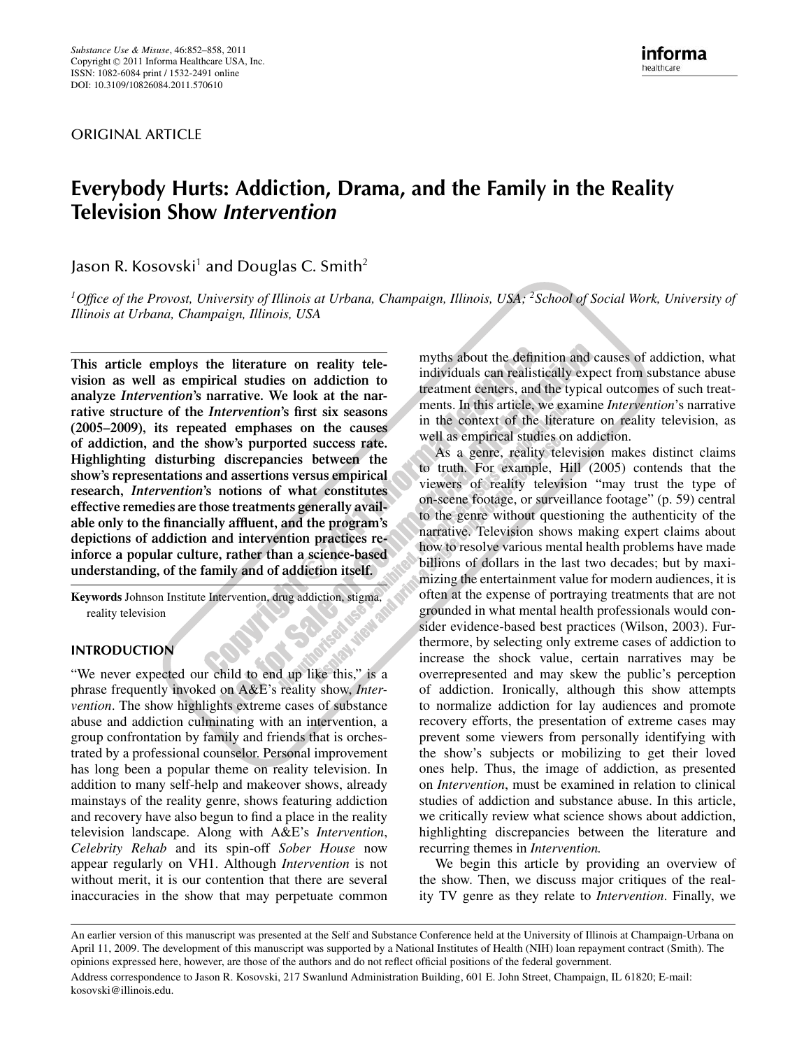Substance Use & Misuse, 46:852–858, 2011
Copyright © 2011 Informa Healthcare USA, Inc.
ISSN: 1082-6084 print / 1532-2491 online
DOI: 10.3109/10826084.2011.570610

ORIGINAL ARTICLE

# Everybody Hurts: Addiction, Drama, and the Family in the Reality Television Show *Intervention*

Jason R. Kosovski[1] and Douglas C. Smith[2]

[1]*Office of the Provost, University of Illinois at Urbana, Champaign, Illinois, USA;* [2]*School of Social Work, University of Illinois at Urbana, Champaign, Illinois, USA*

**This article employs the literature on reality television as well as empirical studies on addiction to analyze *Intervention*'s narrative. We look at the narrative structure of the *Intervention*'s first six seasons (2005–2009), its repeated emphases on the causes of addiction, and the show's purported success rate. Highlighting disturbing discrepancies between the show's representations and assertions versus empirical research, *Intervention*'s notions of what constitutes effective remedies are those treatments generally available only to the financially affluent, and the program's depictions of addiction and intervention practices reinforce a popular culture, rather than a science-based understanding, of the family and of addiction itself.**

**Keywords** Johnson Institute Intervention, drug addiction, stigma, reality television

## INTRODUCTION

"We never expected our child to end up like this," is a phrase frequently invoked on A&E's reality show, *Intervention*. The show highlights extreme cases of substance abuse and addiction culminating with an intervention, a group confrontation by family and friends that is orchestrated by a professional counselor. Personal improvement has long been a popular theme on reality television. In addition to many self-help and makeover shows, already mainstays of the reality genre, shows featuring addiction and recovery have also begun to find a place in the reality television landscape. Along with A&E's *Intervention*, *Celebrity Rehab* and its spin-off *Sober House* now appear regularly on VH1. Although *Intervention* is not without merit, it is our contention that there are several inaccuracies in the show that may perpetuate common myths about the definition and causes of addiction, what individuals can realistically expect from substance abuse treatment centers, and the typical outcomes of such treatments. In this article, we examine *Intervention*'s narrative in the context of the literature on reality television, as well as empirical studies on addiction.

As a genre, reality television makes distinct claims to truth. For example, Hill (2005) contends that the viewers of reality television "may trust the type of on-scene footage, or surveillance footage" (p. 59) central to the genre without questioning the authenticity of the narrative. Television shows making expert claims about how to resolve various mental health problems have made billions of dollars in the last two decades; but by maximizing the entertainment value for modern audiences, it is often at the expense of portraying treatments that are not grounded in what mental health professionals would consider evidence-based best practices (Wilson, 2003). Furthermore, by selecting only extreme cases of addiction to increase the shock value, certain narratives may be overrepresented and may skew the public's perception of addiction. Ironically, although this show attempts to normalize addiction for lay audiences and promote recovery efforts, the presentation of extreme cases may prevent some viewers from personally identifying with the show's subjects or mobilizing to get their loved ones help. Thus, the image of addiction, as presented on *Intervention*, must be examined in relation to clinical studies of addiction and substance abuse. In this article, we critically review what science shows about addiction, highlighting discrepancies between the literature and recurring themes in *Intervention.*

We begin this article by providing an overview of the show. Then, we discuss major critiques of the reality TV genre as they relate to *Intervention*. Finally, we

---

An earlier version of this manuscript was presented at the Self and Substance Conference held at the University of Illinois at Champaign-Urbana on April 11, 2009. The development of this manuscript was supported by a National Institutes of Health (NIH) loan repayment contract (Smith). The opinions expressed here, however, are those of the authors and do not reflect official positions of the federal government.

Address correspondence to Jason R. Kosovski, 217 Swanlund Administration Building, 601 E. John Street, Champaign, IL 61820; E-mail: kosovski@illinois.edu.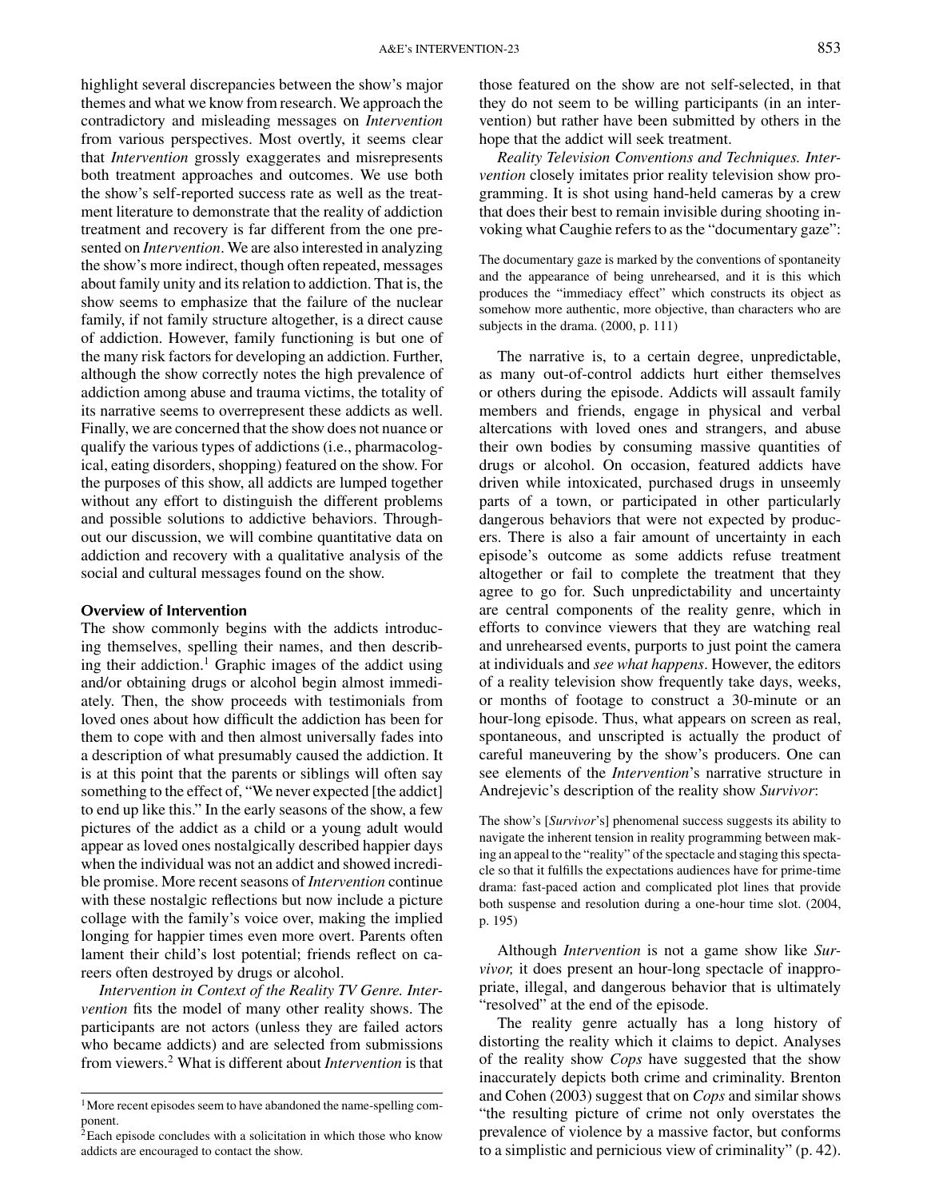highlight several discrepancies between the show's major themes and what we know from research. We approach the contradictory and misleading messages on *Intervention* from various perspectives. Most overtly, it seems clear that *Intervention* grossly exaggerates and misrepresents both treatment approaches and outcomes. We use both the show's self-reported success rate as well as the treatment literature to demonstrate that the reality of addiction treatment and recovery is far different from the one presented on *Intervention*. We are also interested in analyzing the show's more indirect, though often repeated, messages about family unity and its relation to addiction. That is, the show seems to emphasize that the failure of the nuclear family, if not family structure altogether, is a direct cause of addiction. However, family functioning is but one of the many risk factors for developing an addiction. Further, although the show correctly notes the high prevalence of addiction among abuse and trauma victims, the totality of its narrative seems to overrepresent these addicts as well. Finally, we are concerned that the show does not nuance or qualify the various types of addictions (i.e., pharmacological, eating disorders, shopping) featured on the show. For the purposes of this show, all addicts are lumped together without any effort to distinguish the different problems and possible solutions to addictive behaviors. Throughout our discussion, we will combine quantitative data on addiction and recovery with a qualitative analysis of the social and cultural messages found on the show.

### Overview of Intervention

The show commonly begins with the addicts introducing themselves, spelling their names, and then describing their addiction.[1] Graphic images of the addict using and/or obtaining drugs or alcohol begin almost immediately. Then, the show proceeds with testimonials from loved ones about how difficult the addiction has been for them to cope with and then almost universally fades into a description of what presumably caused the addiction. It is at this point that the parents or siblings will often say something to the effect of, "We never expected [the addict] to end up like this." In the early seasons of the show, a few pictures of the addict as a child or a young adult would appear as loved ones nostalgically described happier days when the individual was not an addict and showed incredible promise. More recent seasons of *Intervention* continue with these nostalgic reflections but now include a picture collage with the family's voice over, making the implied longing for happier times even more overt. Parents often lament their child's lost potential; friends reflect on careers often destroyed by drugs or alcohol.

*Intervention in Context of the Reality TV Genre. Intervention* fits the model of many other reality shows. The participants are not actors (unless they are failed actors who became addicts) and are selected from submissions from viewers.[2] What is different about *Intervention* is that those featured on the show are not self-selected, in that they do not seem to be willing participants (in an intervention) but rather have been submitted by others in the hope that the addict will seek treatment.

*Reality Television Conventions and Techniques. Intervention* closely imitates prior reality television show programming. It is shot using hand-held cameras by a crew that does their best to remain invisible during shooting invoking what Caughie refers to as the "documentary gaze":

> The documentary gaze is marked by the conventions of spontaneity and the appearance of being unrehearsed, and it is this which produces the "immediacy effect" which constructs its object as somehow more authentic, more objective, than characters who are subjects in the drama. (2000, p. 111)

The narrative is, to a certain degree, unpredictable, as many out-of-control addicts hurt either themselves or others during the episode. Addicts will assault family members and friends, engage in physical and verbal altercations with loved ones and strangers, and abuse their own bodies by consuming massive quantities of drugs or alcohol. On occasion, featured addicts have driven while intoxicated, purchased drugs in unseemly parts of a town, or participated in other particularly dangerous behaviors that were not expected by producers. There is also a fair amount of uncertainty in each episode's outcome as some addicts refuse treatment altogether or fail to complete the treatment that they agree to go for. Such unpredictability and uncertainty are central components of the reality genre, which in efforts to convince viewers that they are watching real and unrehearsed events, purports to just point the camera at individuals and *see what happens*. However, the editors of a reality television show frequently take days, weeks, or months of footage to construct a 30-minute or an hour-long episode. Thus, what appears on screen as real, spontaneous, and unscripted is actually the product of careful maneuvering by the show's producers. One can see elements of the *Intervention*'s narrative structure in Andrejevic's description of the reality show *Survivor*:

> The show's [*Survivor*'s] phenomenal success suggests its ability to navigate the inherent tension in reality programming between making an appeal to the "reality" of the spectacle and staging this spectacle so that it fulfills the expectations audiences have for prime-time drama: fast-paced action and complicated plot lines that provide both suspense and resolution during a one-hour time slot. (2004, p. 195)

Although *Intervention* is not a game show like *Survivor,* it does present an hour-long spectacle of inappropriate, illegal, and dangerous behavior that is ultimately "resolved" at the end of the episode.

The reality genre actually has a long history of distorting the reality which it claims to depict. Analyses of the reality show *Cops* have suggested that the show inaccurately depicts both crime and criminality. Brenton and Cohen (2003) suggest that on *Cops* and similar shows "the resulting picture of crime not only overstates the prevalence of violence by a massive factor, but conforms to a simplistic and pernicious view of criminality" (p. 42).

---

[1] More recent episodes seem to have abandoned the name-spelling component.

[2] Each episode concludes with a solicitation in which those who know addicts are encouraged to contact the show.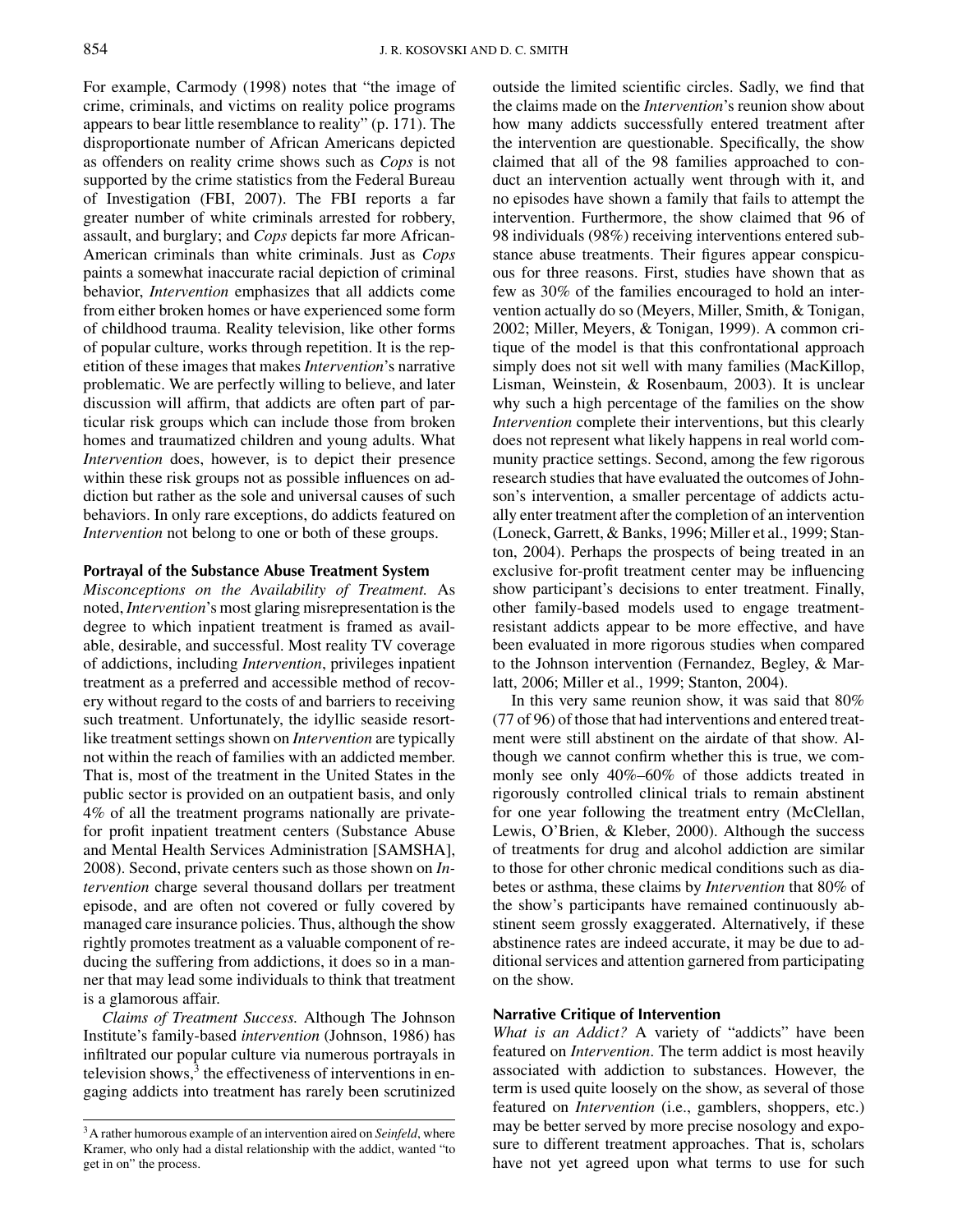For example, Carmody (1998) notes that "the image of crime, criminals, and victims on reality police programs appears to bear little resemblance to reality" (p. 171). The disproportionate number of African Americans depicted as offenders on reality crime shows such as *Cops* is not supported by the crime statistics from the Federal Bureau of Investigation (FBI, 2007). The FBI reports a far greater number of white criminals arrested for robbery, assault, and burglary; and *Cops* depicts far more African-American criminals than white criminals. Just as *Cops* paints a somewhat inaccurate racial depiction of criminal behavior, *Intervention* emphasizes that all addicts come from either broken homes or have experienced some form of childhood trauma. Reality television, like other forms of popular culture, works through repetition. It is the repetition of these images that makes *Intervention*'s narrative problematic. We are perfectly willing to believe, and later discussion will affirm, that addicts are often part of particular risk groups which can include those from broken homes and traumatized children and young adults. What *Intervention* does, however, is to depict their presence within these risk groups not as possible influences on addiction but rather as the sole and universal causes of such behaviors. In only rare exceptions, do addicts featured on *Intervention* not belong to one or both of these groups.

### Portrayal of the Substance Abuse Treatment System

*Misconceptions on the Availability of Treatment.* As noted, *Intervention*'s most glaring misrepresentation is the degree to which inpatient treatment is framed as available, desirable, and successful. Most reality TV coverage of addictions, including *Intervention*, privileges inpatient treatment as a preferred and accessible method of recovery without regard to the costs of and barriers to receiving such treatment. Unfortunately, the idyllic seaside resort-like treatment settings shown on *Intervention* are typically not within the reach of families with an addicted member. That is, most of the treatment in the United States in the public sector is provided on an outpatient basis, and only 4% of all the treatment programs nationally are private-for profit inpatient treatment centers (Substance Abuse and Mental Health Services Administration [SAMSHA], 2008). Second, private centers such as those shown on *Intervention* charge several thousand dollars per treatment episode, and are often not covered or fully covered by managed care insurance policies. Thus, although the show rightly promotes treatment as a valuable component of reducing the suffering from addictions, it does so in a manner that may lead some individuals to think that treatment is a glamorous affair.

*Claims of Treatment Success.* Although The Johnson Institute's family-based *intervention* (Johnson, 1986) has infiltrated our popular culture via numerous portrayals in television shows,[3] the effectiveness of interventions in engaging addicts into treatment has rarely been scrutinized outside the limited scientific circles. Sadly, we find that the claims made on the *Intervention*'s reunion show about how many addicts successfully entered treatment after the intervention are questionable. Specifically, the show claimed that all of the 98 families approached to conduct an intervention actually went through with it, and no episodes have shown a family that fails to attempt the intervention. Furthermore, the show claimed that 96 of 98 individuals (98%) receiving interventions entered substance abuse treatments. Their figures appear conspicuous for three reasons. First, studies have shown that as few as 30% of the families encouraged to hold an intervention actually do so (Meyers, Miller, Smith, & Tonigan, 2002; Miller, Meyers, & Tonigan, 1999). A common critique of the model is that this confrontational approach simply does not sit well with many families (MacKillop, Lisman, Weinstein, & Rosenbaum, 2003). It is unclear why such a high percentage of the families on the show *Intervention* complete their interventions, but this clearly does not represent what likely happens in real world community practice settings. Second, among the few rigorous research studies that have evaluated the outcomes of Johnson's intervention, a smaller percentage of addicts actually enter treatment after the completion of an intervention (Loneck, Garrett, & Banks, 1996; Miller et al., 1999; Stanton, 2004). Perhaps the prospects of being treated in an exclusive for-profit treatment center may be influencing show participant's decisions to enter treatment. Finally, other family-based models used to engage treatment-resistant addicts appear to be more effective, and have been evaluated in more rigorous studies when compared to the Johnson intervention (Fernandez, Begley, & Marlatt, 2006; Miller et al., 1999; Stanton, 2004).

In this very same reunion show, it was said that 80% (77 of 96) of those that had interventions and entered treatment were still abstinent on the airdate of that show. Although we cannot confirm whether this is true, we commonly see only 40%–60% of those addicts treated in rigorously controlled clinical trials to remain abstinent for one year following the treatment entry (McClellan, Lewis, O'Brien, & Kleber, 2000). Although the success of treatments for drug and alcohol addiction are similar to those for other chronic medical conditions such as diabetes or asthma, these claims by *Intervention* that 80% of the show's participants have remained continuously abstinent seem grossly exaggerated. Alternatively, if these abstinence rates are indeed accurate, it may be due to additional services and attention garnered from participating on the show.

### Narrative Critique of Intervention

*What is an Addict?* A variety of "addicts" have been featured on *Intervention*. The term addict is most heavily associated with addiction to substances. However, the term is used quite loosely on the show, as several of those featured on *Intervention* (i.e., gamblers, shoppers, etc.) may be better served by more precise nosology and exposure to different treatment approaches. That is, scholars have not yet agreed upon what terms to use for such

[3] A rather humorous example of an intervention aired on *Seinfeld*, where Kramer, who only had a distal relationship with the addict, wanted "to get in on" the process.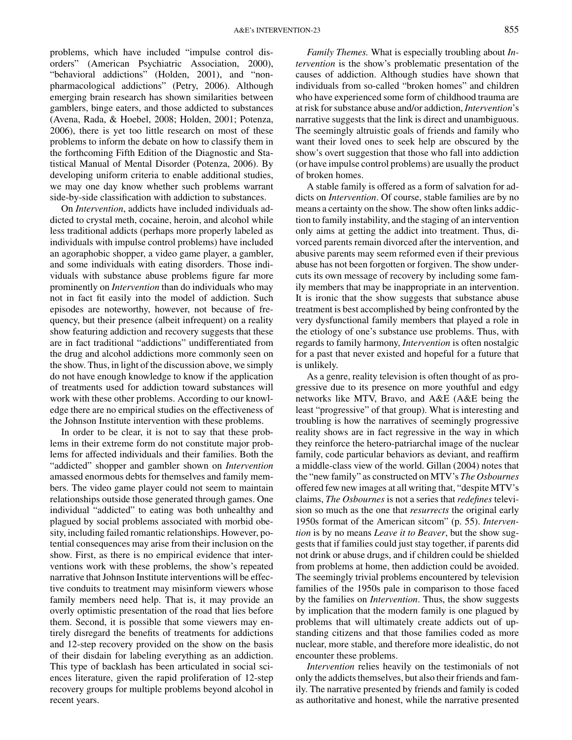problems, which have included "impulse control disorders" (American Psychiatric Association, 2000), "behavioral addictions" (Holden, 2001), and "non-pharmacological addictions" (Petry, 2006). Although emerging brain research has shown similarities between gamblers, binge eaters, and those addicted to substances (Avena, Rada, & Hoebel, 2008; Holden, 2001; Potenza, 2006), there is yet too little research on most of these problems to inform the debate on how to classify them in the forthcoming Fifth Edition of the Diagnostic and Statistical Manual of Mental Disorder (Potenza, 2006). By developing uniform criteria to enable additional studies, we may one day know whether such problems warrant side-by-side classification with addiction to substances.

On *Intervention*, addicts have included individuals addicted to crystal meth, cocaine, heroin, and alcohol while less traditional addicts (perhaps more properly labeled as individuals with impulse control problems) have included an agoraphobic shopper, a video game player, a gambler, and some individuals with eating disorders. Those individuals with substance abuse problems figure far more prominently on *Intervention* than do individuals who may not in fact fit easily into the model of addiction. Such episodes are noteworthy, however, not because of frequency, but their presence (albeit infrequent) on a reality show featuring addiction and recovery suggests that these are in fact traditional "addictions" undifferentiated from the drug and alcohol addictions more commonly seen on the show. Thus, in light of the discussion above, we simply do not have enough knowledge to know if the application of treatments used for addiction toward substances will work with these other problems. According to our knowledge there are no empirical studies on the effectiveness of the Johnson Institute intervention with these problems.

In order to be clear, it is not to say that these problems in their extreme form do not constitute major problems for affected individuals and their families. Both the "addicted" shopper and gambler shown on *Intervention* amassed enormous debts for themselves and family members. The video game player could not seem to maintain relationships outside those generated through games. One individual "addicted" to eating was both unhealthy and plagued by social problems associated with morbid obesity, including failed romantic relationships. However, potential consequences may arise from their inclusion on the show. First, as there is no empirical evidence that interventions work with these problems, the show's repeated narrative that Johnson Institute interventions will be effective conduits to treatment may misinform viewers whose family members need help. That is, it may provide an overly optimistic presentation of the road that lies before them. Second, it is possible that some viewers may entirely disregard the benefits of treatments for addictions and 12-step recovery provided on the show on the basis of their disdain for labeling everything as an addiction. This type of backlash has been articulated in social sciences literature, given the rapid proliferation of 12-step recovery groups for multiple problems beyond alcohol in recent years.

*Family Themes.* What is especially troubling about *Intervention* is the show's problematic presentation of the causes of addiction. Although studies have shown that individuals from so-called "broken homes" and children who have experienced some form of childhood trauma are at risk for substance abuse and/or addiction, *Intervention*'s narrative suggests that the link is direct and unambiguous. The seemingly altruistic goals of friends and family who want their loved ones to seek help are obscured by the show's overt suggestion that those who fall into addiction (or have impulse control problems) are usually the product of broken homes.

A stable family is offered as a form of salvation for addicts on *Intervention*. Of course, stable families are by no means a certainty on the show. The show often links addiction to family instability, and the staging of an intervention only aims at getting the addict into treatment. Thus, divorced parents remain divorced after the intervention, and abusive parents may seem reformed even if their previous abuse has not been forgotten or forgiven. The show undercuts its own message of recovery by including some family members that may be inappropriate in an intervention. It is ironic that the show suggests that substance abuse treatment is best accomplished by being confronted by the very dysfunctional family members that played a role in the etiology of one's substance use problems. Thus, with regards to family harmony, *Intervention* is often nostalgic for a past that never existed and hopeful for a future that is unlikely.

As a genre, reality television is often thought of as progressive due to its presence on more youthful and edgy networks like MTV, Bravo, and A&E (A&E being the least "progressive" of that group). What is interesting and troubling is how the narratives of seemingly progressive reality shows are in fact regressive in the way in which they reinforce the hetero-patriarchal image of the nuclear family, code particular behaviors as deviant, and reaffirm a middle-class view of the world. Gillan (2004) notes that the "new family" as constructed on MTV's *The Osbournes* offered few new images at all writing that, "despite MTV's claims, *The Osbournes* is not a series that *redefines* television so much as the one that *resurrects* the original early 1950s format of the American sitcom" (p. 55). *Intervention* is by no means *Leave it to Beaver*, but the show suggests that if families could just stay together, if parents did not drink or abuse drugs, and if children could be shielded from problems at home, then addiction could be avoided. The seemingly trivial problems encountered by television families of the 1950s pale in comparison to those faced by the families on *Intervention*. Thus, the show suggests by implication that the modern family is one plagued by problems that will ultimately create addicts out of upstanding citizens and that those families coded as more nuclear, more stable, and therefore more idealistic, do not encounter these problems.

*Intervention* relies heavily on the testimonials of not only the addicts themselves, but also their friends and family. The narrative presented by friends and family is coded as authoritative and honest, while the narrative presented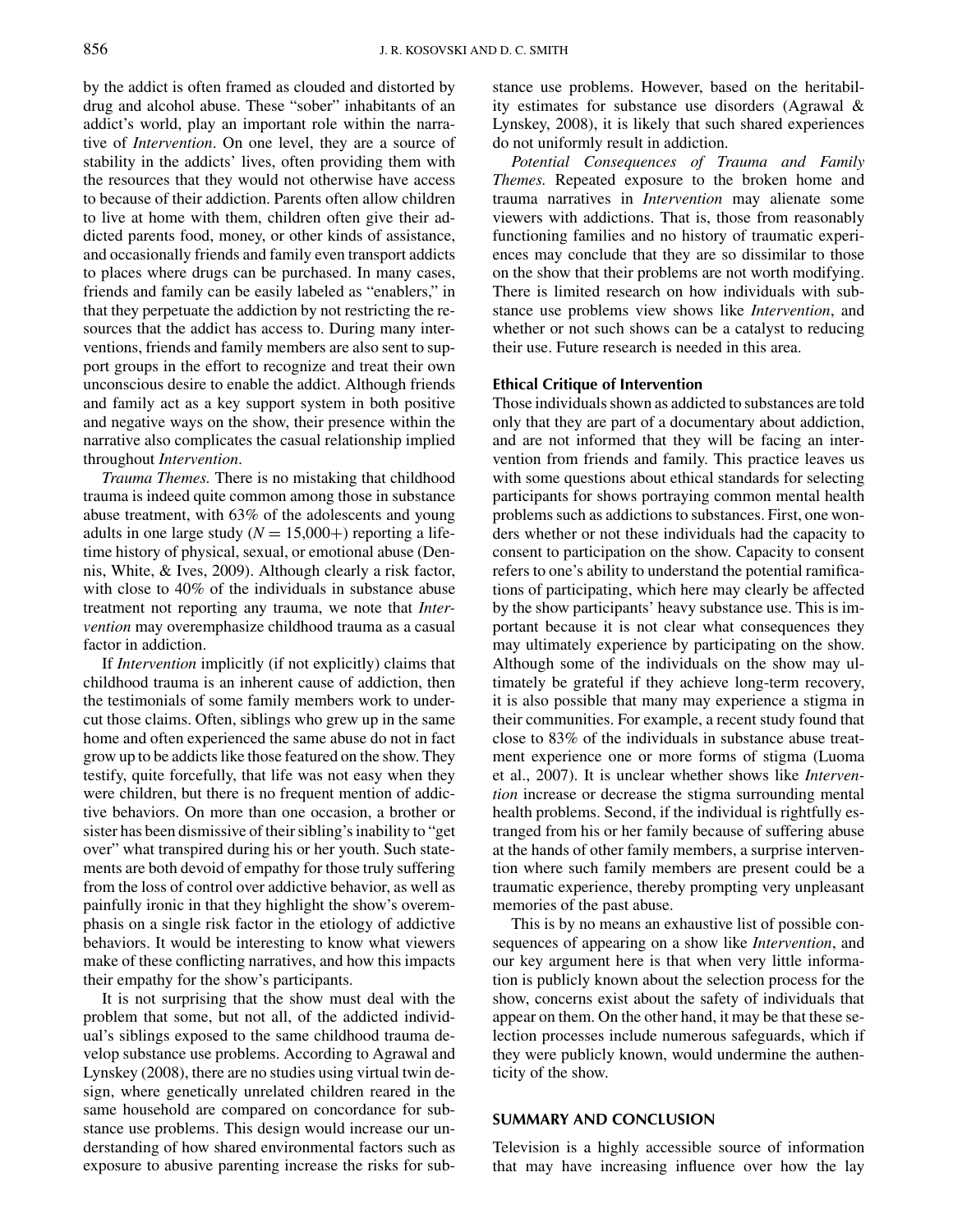by the addict is often framed as clouded and distorted by drug and alcohol abuse. These "sober" inhabitants of an addict's world, play an important role within the narrative of *Intervention*. On one level, they are a source of stability in the addicts' lives, often providing them with the resources that they would not otherwise have access to because of their addiction. Parents often allow children to live at home with them, children often give their addicted parents food, money, or other kinds of assistance, and occasionally friends and family even transport addicts to places where drugs can be purchased. In many cases, friends and family can be easily labeled as "enablers," in that they perpetuate the addiction by not restricting the resources that the addict has access to. During many interventions, friends and family members are also sent to support groups in the effort to recognize and treat their own unconscious desire to enable the addict. Although friends and family act as a key support system in both positive and negative ways on the show, their presence within the narrative also complicates the casual relationship implied throughout *Intervention*.

*Trauma Themes.* There is no mistaking that childhood trauma is indeed quite common among those in substance abuse treatment, with 63% of the adolescents and young adults in one large study ($N = 15{,}000+$) reporting a lifetime history of physical, sexual, or emotional abuse (Dennis, White, & Ives, 2009). Although clearly a risk factor, with close to 40% of the individuals in substance abuse treatment not reporting any trauma, we note that *Intervention* may overemphasize childhood trauma as a casual factor in addiction.

If *Intervention* implicitly (if not explicitly) claims that childhood trauma is an inherent cause of addiction, then the testimonials of some family members work to undercut those claims. Often, siblings who grew up in the same home and often experienced the same abuse do not in fact grow up to be addicts like those featured on the show. They testify, quite forcefully, that life was not easy when they were children, but there is no frequent mention of addictive behaviors. On more than one occasion, a brother or sister has been dismissive of their sibling's inability to "get over" what transpired during his or her youth. Such statements are both devoid of empathy for those truly suffering from the loss of control over addictive behavior, as well as painfully ironic in that they highlight the show's overemphasis on a single risk factor in the etiology of addictive behaviors. It would be interesting to know what viewers make of these conflicting narratives, and how this impacts their empathy for the show's participants.

It is not surprising that the show must deal with the problem that some, but not all, of the addicted individual's siblings exposed to the same childhood trauma develop substance use problems. According to Agrawal and Lynskey (2008), there are no studies using virtual twin design, where genetically unrelated children reared in the same household are compared on concordance for substance use problems. This design would increase our understanding of how shared environmental factors such as exposure to abusive parenting increase the risks for substance use problems. However, based on the heritability estimates for substance use disorders (Agrawal & Lynskey, 2008), it is likely that such shared experiences do not uniformly result in addiction.

*Potential Consequences of Trauma and Family Themes.* Repeated exposure to the broken home and trauma narratives in *Intervention* may alienate some viewers with addictions. That is, those from reasonably functioning families and no history of traumatic experiences may conclude that they are so dissimilar to those on the show that their problems are not worth modifying. There is limited research on how individuals with substance use problems view shows like *Intervention*, and whether or not such shows can be a catalyst to reducing their use. Future research is needed in this area.

### Ethical Critique of Intervention

Those individuals shown as addicted to substances are told only that they are part of a documentary about addiction, and are not informed that they will be facing an intervention from friends and family. This practice leaves us with some questions about ethical standards for selecting participants for shows portraying common mental health problems such as addictions to substances. First, one wonders whether or not these individuals had the capacity to consent to participation on the show. Capacity to consent refers to one's ability to understand the potential ramifications of participating, which here may clearly be affected by the show participants' heavy substance use. This is important because it is not clear what consequences they may ultimately experience by participating on the show. Although some of the individuals on the show may ultimately be grateful if they achieve long-term recovery, it is also possible that many may experience a stigma in their communities. For example, a recent study found that close to 83% of the individuals in substance abuse treatment experience one or more forms of stigma (Luoma et al., 2007). It is unclear whether shows like *Intervention* increase or decrease the stigma surrounding mental health problems. Second, if the individual is rightfully estranged from his or her family because of suffering abuse at the hands of other family members, a surprise intervention where such family members are present could be a traumatic experience, thereby prompting very unpleasant memories of the past abuse.

This is by no means an exhaustive list of possible consequences of appearing on a show like *Intervention*, and our key argument here is that when very little information is publicly known about the selection process for the show, concerns exist about the safety of individuals that appear on them. On the other hand, it may be that these selection processes include numerous safeguards, which if they were publicly known, would undermine the authenticity of the show.

## SUMMARY AND CONCLUSION

Television is a highly accessible source of information that may have increasing influence over how the lay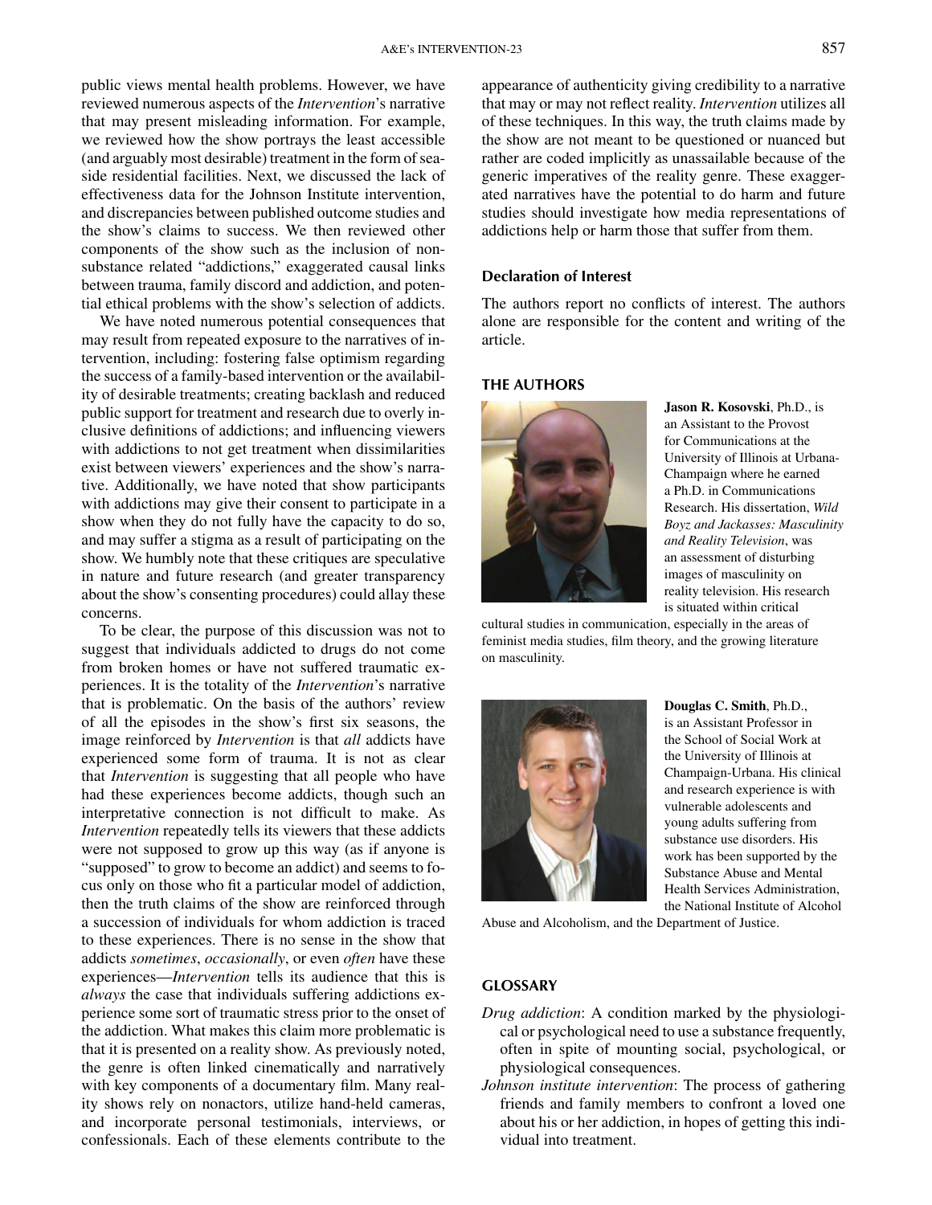public views mental health problems. However, we have reviewed numerous aspects of the *Intervention*'s narrative that may present misleading information. For example, we reviewed how the show portrays the least accessible (and arguably most desirable) treatment in the form of seaside residential facilities. Next, we discussed the lack of effectiveness data for the Johnson Institute intervention, and discrepancies between published outcome studies and the show's claims to success. We then reviewed other components of the show such as the inclusion of non-substance related "addictions," exaggerated causal links between trauma, family discord and addiction, and potential ethical problems with the show's selection of addicts.

We have noted numerous potential consequences that may result from repeated exposure to the narratives of intervention, including: fostering false optimism regarding the success of a family-based intervention or the availability of desirable treatments; creating backlash and reduced public support for treatment and research due to overly inclusive definitions of addictions; and influencing viewers with addictions to not get treatment when dissimilarities exist between viewers' experiences and the show's narrative. Additionally, we have noted that show participants with addictions may give their consent to participate in a show when they do not fully have the capacity to do so, and may suffer a stigma as a result of participating on the show. We humbly note that these critiques are speculative in nature and future research (and greater transparency about the show's consenting procedures) could allay these concerns.

To be clear, the purpose of this discussion was not to suggest that individuals addicted to drugs do not come from broken homes or have not suffered traumatic experiences. It is the totality of the *Intervention*'s narrative that is problematic. On the basis of the authors' review of all the episodes in the show's first six seasons, the image reinforced by *Intervention* is that *all* addicts have experienced some form of trauma. It is not as clear that *Intervention* is suggesting that all people who have had these experiences become addicts, though such an interpretative connection is not difficult to make. As *Intervention* repeatedly tells its viewers that these addicts were not supposed to grow up this way (as if anyone is "supposed" to grow to become an addict) and seems to focus only on those who fit a particular model of addiction, then the truth claims of the show are reinforced through a succession of individuals for whom addiction is traced to these experiences. There is no sense in the show that addicts *sometimes*, *occasionally*, or even *often* have these experiences—*Intervention* tells its audience that this is *always* the case that individuals suffering addictions experience some sort of traumatic stress prior to the onset of the addiction. What makes this claim more problematic is that it is presented on a reality show. As previously noted, the genre is often linked cinematically and narratively with key components of a documentary film. Many reality shows rely on nonactors, utilize hand-held cameras, and incorporate personal testimonials, interviews, or confessionals. Each of these elements contribute to the appearance of authenticity giving credibility to a narrative that may or may not reflect reality. *Intervention* utilizes all of these techniques. In this way, the truth claims made by the show are not meant to be questioned or nuanced but rather are coded implicitly as unassailable because of the generic imperatives of the reality genre. These exaggerated narratives have the potential to do harm and future studies should investigate how media representations of addictions help or harm those that suffer from them.

### Declaration of Interest

The authors report no conflicts of interest. The authors alone are responsible for the content and writing of the article.

## THE AUTHORS

**Jason R. Kosovski**, Ph.D., is an Assistant to the Provost for Communications at the University of Illinois at Urbana-Champaign where he earned a Ph.D. in Communications Research. His dissertation, *Wild Boyz and Jackasses: Masculinity and Reality Television*, was an assessment of disturbing images of masculinity on reality television. His research is situated within critical cultural studies in communication, especially in the areas of feminist media studies, film theory, and the growing literature on masculinity.

**Douglas C. Smith**, Ph.D., is an Assistant Professor in the School of Social Work at the University of Illinois at Champaign-Urbana. His clinical and research experience is with vulnerable adolescents and young adults suffering from substance use disorders. His work has been supported by the Substance Abuse and Mental Health Services Administration, the National Institute of Alcohol Abuse and Alcoholism, and the Department of Justice.

## GLOSSARY

*Drug addiction*: A condition marked by the physiological or psychological need to use a substance frequently, often in spite of mounting social, psychological, or physiological consequences.

*Johnson institute intervention*: The process of gathering friends and family members to confront a loved one about his or her addiction, in hopes of getting this individual into treatment.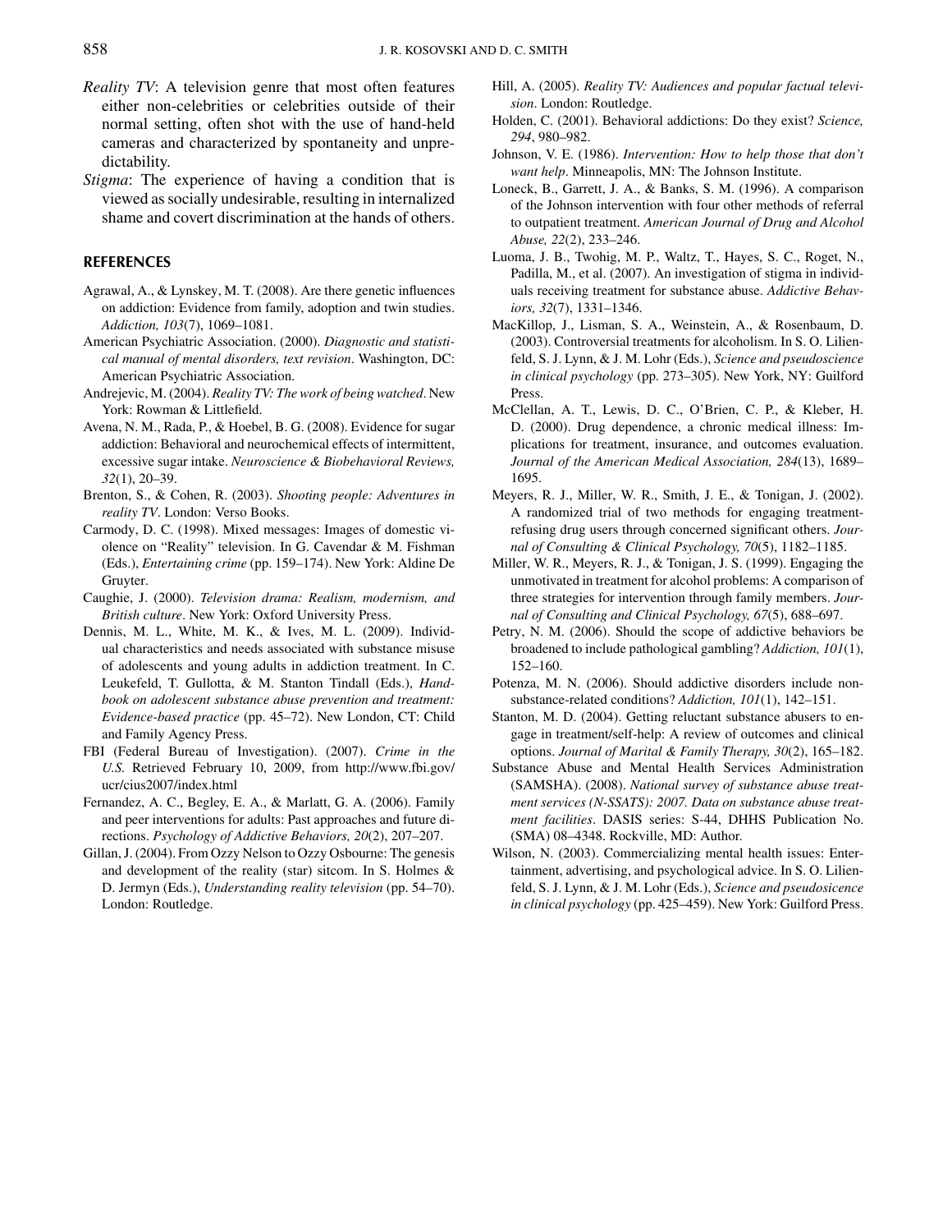*Reality TV*: A television genre that most often features either non-celebrities or celebrities outside of their normal setting, often shot with the use of hand-held cameras and characterized by spontaneity and unpredictability.

*Stigma*: The experience of having a condition that is viewed as socially undesirable, resulting in internalized shame and covert discrimination at the hands of others.

## REFERENCES

Agrawal, A., & Lynskey, M. T. (2008). Are there genetic influences on addiction: Evidence from family, adoption and twin studies. *Addiction, 103*(7), 1069–1081.

American Psychiatric Association. (2000). *Diagnostic and statistical manual of mental disorders, text revision*. Washington, DC: American Psychiatric Association.

Andrejevic, M. (2004). *Reality TV: The work of being watched*. New York: Rowman & Littlefield.

Avena, N. M., Rada, P., & Hoebel, B. G. (2008). Evidence for sugar addiction: Behavioral and neurochemical effects of intermittent, excessive sugar intake. *Neuroscience & Biobehavioral Reviews, 32*(1), 20–39.

Brenton, S., & Cohen, R. (2003). *Shooting people: Adventures in reality TV*. London: Verso Books.

Carmody, D. C. (1998). Mixed messages: Images of domestic violence on "Reality" television. In G. Cavendar & M. Fishman (Eds.), *Entertaining crime* (pp. 159–174). New York: Aldine De Gruyter.

Caughie, J. (2000). *Television drama: Realism, modernism, and British culture*. New York: Oxford University Press.

Dennis, M. L., White, M. K., & Ives, M. L. (2009). Individual characteristics and needs associated with substance misuse of adolescents and young adults in addiction treatment. In C. Leukefeld, T. Gullotta, & M. Stanton Tindall (Eds.), *Handbook on adolescent substance abuse prevention and treatment: Evidence-based practice* (pp. 45–72). New London, CT: Child and Family Agency Press.

FBI (Federal Bureau of Investigation). (2007). *Crime in the U.S.* Retrieved February 10, 2009, from http://www.fbi.gov/ucr/cius2007/index.html

Fernandez, A. C., Begley, E. A., & Marlatt, G. A. (2006). Family and peer interventions for adults: Past approaches and future directions. *Psychology of Addictive Behaviors, 20*(2), 207–207.

Gillan, J. (2004). From Ozzy Nelson to Ozzy Osbourne: The genesis and development of the reality (star) sitcom. In S. Holmes & D. Jermyn (Eds.), *Understanding reality television* (pp. 54–70). London: Routledge.

Hill, A. (2005). *Reality TV: Audiences and popular factual television*. London: Routledge.

Holden, C. (2001). Behavioral addictions: Do they exist? *Science, 294*, 980–982.

Johnson, V. E. (1986). *Intervention: How to help those that don't want help*. Minneapolis, MN: The Johnson Institute.

Loneck, B., Garrett, J. A., & Banks, S. M. (1996). A comparison of the Johnson intervention with four other methods of referral to outpatient treatment. *American Journal of Drug and Alcohol Abuse, 22*(2), 233–246.

Luoma, J. B., Twohig, M. P., Waltz, T., Hayes, S. C., Roget, N., Padilla, M., et al. (2007). An investigation of stigma in individuals receiving treatment for substance abuse. *Addictive Behaviors, 32*(7), 1331–1346.

MacKillop, J., Lisman, S. A., Weinstein, A., & Rosenbaum, D. (2003). Controversial treatments for alcoholism. In S. O. Lilienfeld, S. J. Lynn, & J. M. Lohr (Eds.), *Science and pseudoscience in clinical psychology* (pp. 273–305). New York, NY: Guilford Press.

McClellan, A. T., Lewis, D. C., O'Brien, C. P., & Kleber, H. D. (2000). Drug dependence, a chronic medical illness: Implications for treatment, insurance, and outcomes evaluation. *Journal of the American Medical Association, 284*(13), 1689–1695.

Meyers, R. J., Miller, W. R., Smith, J. E., & Tonigan, J. (2002). A randomized trial of two methods for engaging treatment-refusing drug users through concerned significant others. *Journal of Consulting & Clinical Psychology, 70*(5), 1182–1185.

Miller, W. R., Meyers, R. J., & Tonigan, J. S. (1999). Engaging the unmotivated in treatment for alcohol problems: A comparison of three strategies for intervention through family members. *Journal of Consulting and Clinical Psychology, 67*(5), 688–697.

Petry, N. M. (2006). Should the scope of addictive behaviors be broadened to include pathological gambling? *Addiction, 101*(1), 152–160.

Potenza, M. N. (2006). Should addictive disorders include non-substance-related conditions? *Addiction, 101*(1), 142–151.

Stanton, M. D. (2004). Getting reluctant substance abusers to engage in treatment/self-help: A review of outcomes and clinical options. *Journal of Marital & Family Therapy, 30*(2), 165–182.

Substance Abuse and Mental Health Services Administration (SAMSHA). (2008). *National survey of substance abuse treatment services (N-SSATS): 2007. Data on substance abuse treatment facilities*. DASIS series: S-44, DHHS Publication No. (SMA) 08–4348. Rockville, MD: Author.

Wilson, N. (2003). Commercializing mental health issues: Entertainment, advertising, and psychological advice. In S. O. Lilienfeld, S. J. Lynn, & J. M. Lohr (Eds.), *Science and pseudosicence in clinical psychology* (pp. 425–459). New York: Guilford Press.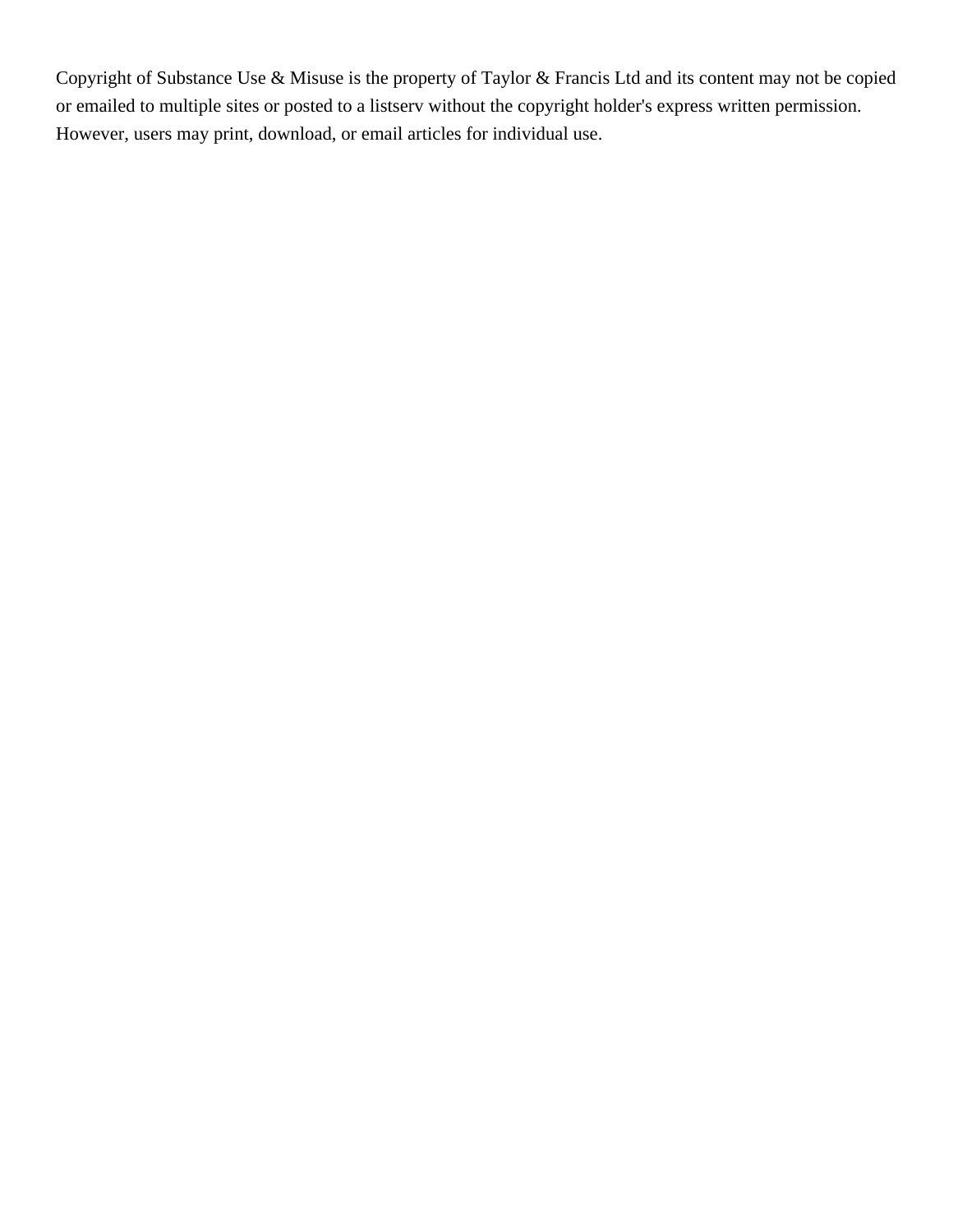Copyright of Substance Use & Misuse is the property of Taylor & Francis Ltd and its content may not be copied or emailed to multiple sites or posted to a listserv without the copyright holder's express written permission. However, users may print, download, or email articles for individual use.